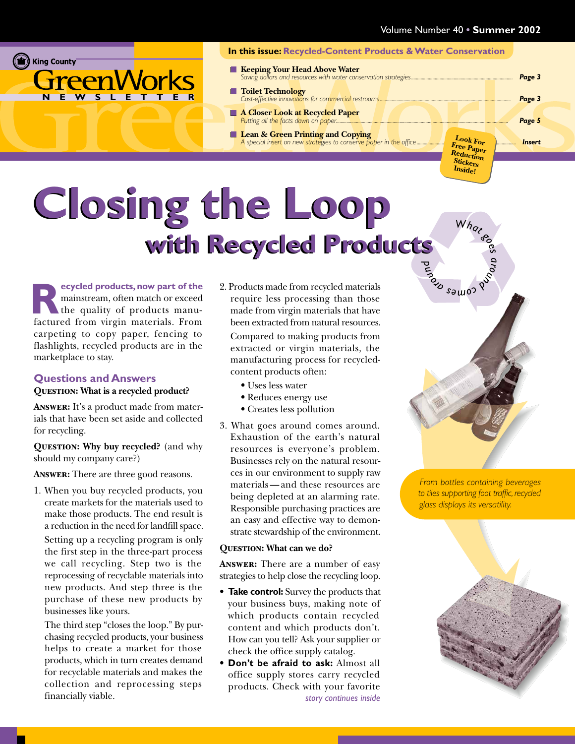Volume Number 40 • Summer 2002

King County

# GreenWorks NEWSLETTER

**In this issue: Recycled-Content Products & Water Conservation**

- **Keeping Your Head Above Water** — *Saving dollars and resources with water conservation strategies* ..... Page 3
- **Toilet Technology** — *Cost-effective innovations for commercial restrooms* ..... Page 3
- **A Closer Look at Recycled Paper** — *Putting all the facts down on paper* ..... Page 5
- **Lean & Green Printing and Copying** — *A special insert on new strategies to conserve paper in the office* ..... Insert

Look For Free Paper Reduction Stickers Inside!

# Closing the Loop
## with Recycled Products

What goes around comes around

Recycled products, now part of the mainstream, often match or exceed the quality of products manufactured from virgin materials. From carpeting to copy paper, fencing to flashlights, recycled products are in the marketplace to stay.

### Questions and Answers

**Question: What is a recycled product?**

**Answer:** It's a product made from materials that have been set aside and collected for recycling.

**Question: Why buy recycled?** (and why should my company care?)

**Answer:** There are three good reasons.

1. When you buy recycled products, you create markets for the materials used to make those products. The end result is a reduction in the need for landfill space.

   Setting up a recycling program is only the first step in the three-part process we call recycling. Step two is the reprocessing of recyclable materials into new products. And step three is the purchase of these new products by businesses like yours.

   The third step "closes the loop." By purchasing recycled products, your business helps to create a market for those products, which in turn creates demand for recyclable materials and makes the collection and reprocessing steps financially viable.

2. Products made from recycled materials require less processing than those made from virgin materials that have been extracted from natural resources.

   Compared to making products from extracted or virgin materials, the manufacturing process for recycled-content products often:

   - Uses less water
   - Reduces energy use
   - Creates less pollution

3. What goes around comes around. Exhaustion of the earth's natural resources is everyone's problem. Businesses rely on the natural resources in our environment to supply raw materials—and these resources are being depleted at an alarming rate. Responsible purchasing practices are an easy and effective way to demonstrate stewardship of the environment.

**Question: What can we do?**

**Answer:** There are a number of easy strategies to help close the recycling loop.

- **Take control:** Survey the products that your business buys, making note of which products contain recycled content and which products don't. How can you tell? Ask your supplier or check the office supply catalog.
- **Don't be afraid to ask:** Almost all office supply stores carry recycled products. Check with your favorite

*story continues inside*

*From bottles containing beverages to tiles supporting foot traffic, recycled glass displays its versatility.*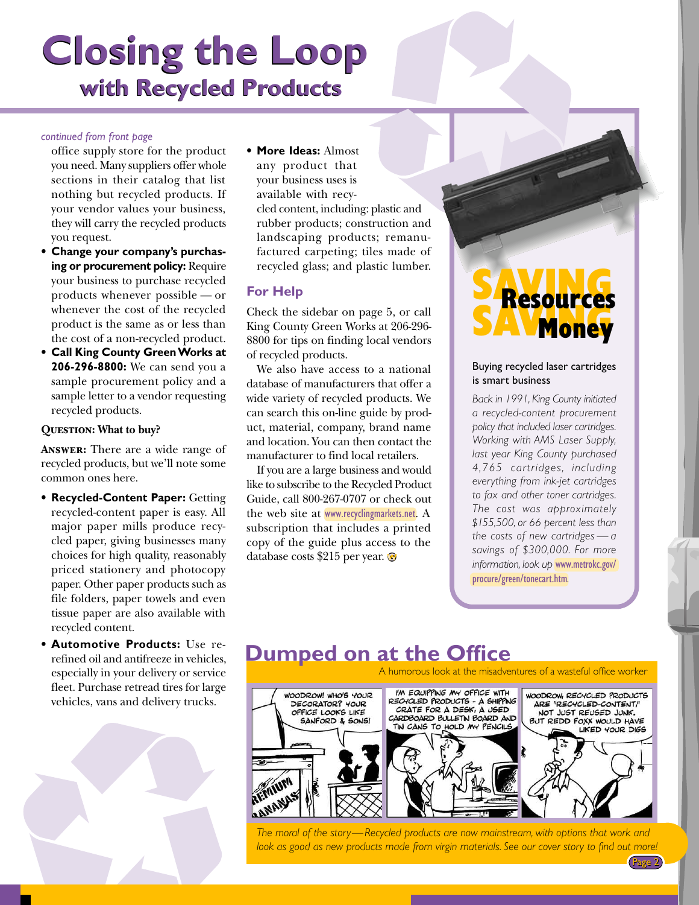# Closing the Loop

## with Recycled Products

*continued from front page*

office supply store for the product you need. Many suppliers offer whole sections in their catalog that list nothing but recycled products. If your vendor values your business, they will carry the recycled products you request.

- **Change your company's purchasing or procurement policy:** Require your business to purchase recycled products whenever possible — or whenever the cost of the recycled product is the same as or less than the cost of a non-recycled product.
- **Call King County Green Works at 206-296-8800:** We can send you a sample procurement policy and a sample letter to a vendor requesting recycled products.

**QUESTION: What to buy?**

**ANSWER:** There are a wide range of recycled products, but we'll note some common ones here.

- **Recycled-Content Paper:** Getting recycled-content paper is easy. All major paper mills produce recycled paper, giving businesses many choices for high quality, reasonably priced stationery and photocopy paper. Other paper products such as file folders, paper towels and even tissue paper are also available with recycled content.
- **Automotive Products:** Use re-refined oil and antifreeze in vehicles, especially in your delivery or service fleet. Purchase retread tires for large vehicles, vans and delivery trucks.
- **More Ideas:** Almost any product that your business uses is available with recycled content, including: plastic and rubber products; construction and landscaping products; remanufactured carpeting; tiles made of recycled glass; and plastic lumber.

### For Help

Check the sidebar on page 5, or call King County Green Works at 206-296-8800 for tips on finding local vendors of recycled products.

We also have access to a national database of manufacturers that offer a wide variety of recycled products. We can search this on-line guide by product, material, company, brand name and location. You can then contact the manufacturer to find local retailers.

If you are a large business and would like to subscribe to the Recycled Product Guide, call 800-267-0707 or check out the web site at www.recyclingmarkets.net. A subscription that includes a printed copy of the guide plus access to the database costs $215 per year.

## SAVING Resources SAVING Money

Buying recycled laser cartridges is smart business

*Back in 1991, King County initiated a recycled-content procurement policy that included laser cartridges. Working with AMS Laser Supply, last year King County purchased 4,765 cartridges, including everything from ink-jet cartridges to fax and other toner cartridges. The cost was approximately $155,500, or 66 percent less than the costs of new cartridges — a savings of $300,000. For more information, look up* www.metrokc.gov/procure/green/tonecart.htm.

# Dumped on at the Office

A humorous look at the misadventures of a wasteful office worker

*The moral of the story—Recycled products are now mainstream, with options that work and look as good as new products made from virgin materials. See our cover story to find out more!*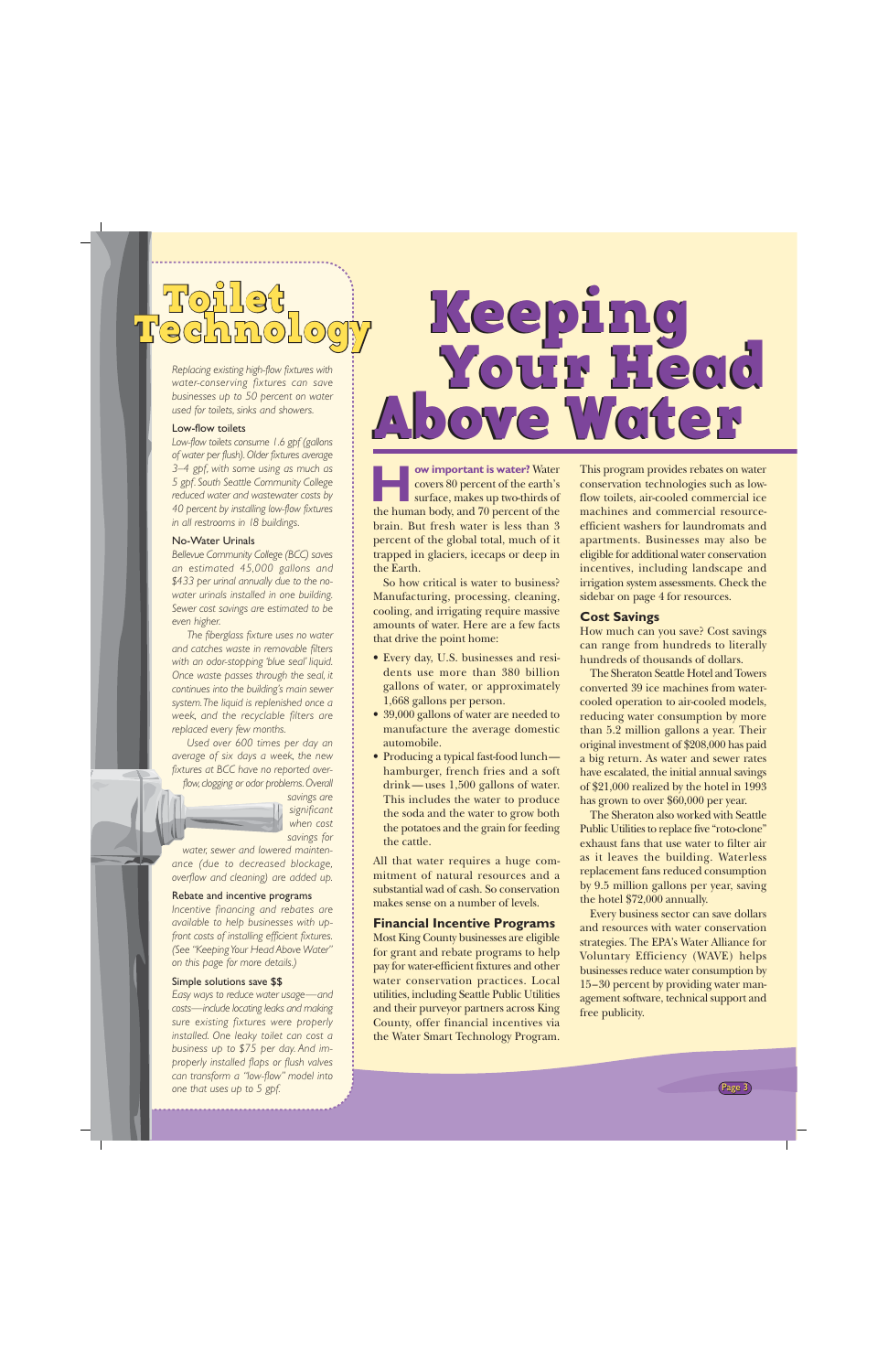# Keeping Your Head Above Water

**How important is water?** Water covers 80 percent of the earth's surface, makes up two-thirds of the human body, and 70 percent of the brain. But fresh water is less than 3 percent of the global total, much of it trapped in glaciers, icecaps or deep in the Earth.

So how critical is water to business? Manufacturing, processing, cleaning, cooling, and irrigating require massive amounts of water. Here are a few facts that drive the point home:

- Every day, U.S. businesses and residents use more than 380 billion gallons of water, or approximately 1,668 gallons per person.
- 39,000 gallons of water are needed to manufacture the average domestic automobile.
- Producing a typical fast-food lunch—hamburger, french fries and a soft drink—uses 1,500 gallons of water. This includes the water to produce the soda and the water to grow both the potatoes and the grain for feeding the cattle.

All that water requires a huge commitment of natural resources and a substantial wad of cash. So conservation makes sense on a number of levels.

## Financial Incentive Programs

Most King County businesses are eligible for grant and rebate programs to help pay for water-efficient fixtures and other water conservation practices. Local utilities, including Seattle Public Utilities and their purveyor partners across King County, offer financial incentives via the Water Smart Technology Program.

This program provides rebates on water conservation technologies such as low-flow toilets, air-cooled commercial ice machines and commercial resource-efficient washers for laundromats and apartments. Businesses may also be eligible for additional water conservation incentives, including landscape and irrigation system assessments. Check the sidebar on page 4 for resources.

## Cost Savings

How much can you save? Cost savings can range from hundreds to literally hundreds of thousands of dollars.

The Sheraton Seattle Hotel and Towers converted 39 ice machines from water-cooled operation to air-cooled models, reducing water consumption by more than 5.2 million gallons a year. Their original investment of $208,000 has paid a big return. As water and sewer rates have escalated, the initial annual savings of $21,000 realized by the hotel in 1993 has grown to over $60,000 per year.

The Sheraton also worked with Seattle Public Utilities to replace five "roto-clone" exhaust fans that use water to filter air as it leaves the building. Waterless replacement fans reduced consumption by 9.5 million gallons per year, saving the hotel $72,000 annually.

Every business sector can save dollars and resources with water conservation strategies. The EPA's Water Alliance for Voluntary Efficiency (WAVE) helps businesses reduce water consumption by 15–30 percent by providing water management software, technical support and free publicity.

## Toilet Technology

*Replacing existing high-flow fixtures with water-conserving fixtures can save businesses up to 50 percent on water used for toilets, sinks and showers.*

### Low-flow toilets

*Low-flow toilets consume 1.6 gpf (gallons of water per flush). Older fixtures average 3–4 gpf, with some using as much as 5 gpf. South Seattle Community College reduced water and wastewater costs by 40 percent by installing low-flow fixtures in all restrooms in 18 buildings.*

### No-Water Urinals

*Bellevue Community College (BCC) saves an estimated 45,000 gallons and $433 per urinal annually due to the no-water urinals installed in one building. Sewer cost savings are estimated to be even higher.*

*The fiberglass fixture uses no water and catches waste in removable filters with an odor-stopping 'blue seal' liquid. Once waste passes through the seal, it continues into the building's main sewer system. The liquid is replenished once a week, and the recyclable filters are replaced every few months.*

*Used over 600 times per day an average of six days a week, the new fixtures at BCC have no reported overflow, clogging or odor problems. Overall savings are significant when cost savings for water, sewer and lowered maintenance (due to decreased blockage, overflow and cleaning) are added up.*

### Rebate and incentive programs

*Incentive financing and rebates are available to help businesses with upfront costs of installing efficient fixtures. (See "Keeping Your Head Above Water" on this page for more details.)*

### Simple solutions save $$

*Easy ways to reduce water usage—and costs—include locating leaks and making sure existing fixtures were properly installed. One leaky toilet can cost a business up to $75 per day. And improperly installed flaps or flush valves can transform a "low-flow" model into one that uses up to 5 gpf.*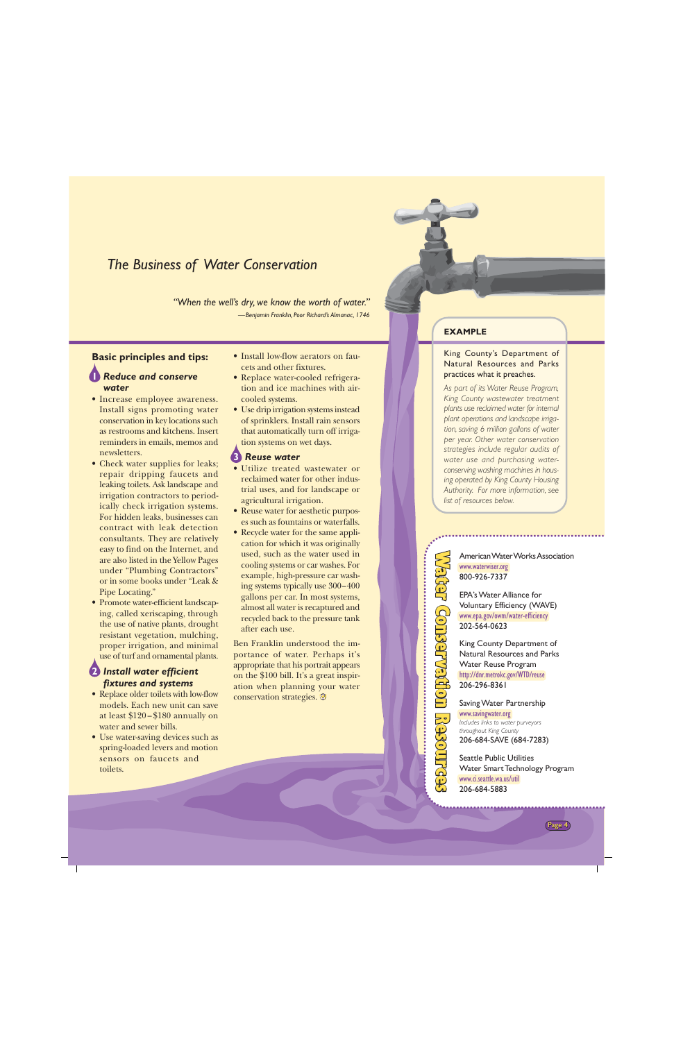# The Business of Water Conservation

*"When the well's dry, we know the worth of water."*
*—Benjamin Franklin, Poor Richard's Almanac, 1746*

## Basic principles and tips:

### 1 Reduce and conserve water

- Increase employee awareness. Install signs promoting water conservation in key locations such as restrooms and kitchens. Insert reminders in emails, memos and newsletters.
- Check water supplies for leaks; repair dripping faucets and leaking toilets. Ask landscape and irrigation contractors to periodically check irrigation systems. For hidden leaks, businesses can contract with leak detection consultants. They are relatively easy to find on the Internet, and are also listed in the Yellow Pages under "Plumbing Contractors" or in some books under "Leak & Pipe Locating."
- Promote water-efficient landscaping, called xeriscaping, through the use of native plants, drought resistant vegetation, mulching, proper irrigation, and minimal use of turf and ornamental plants.

### 2 Install water efficient fixtures and systems

- Replace older toilets with low-flow models. Each new unit can save at least $120–$180 annually on water and sewer bills.
- Use water-saving devices such as spring-loaded levers and motion sensors on faucets and toilets.
- Install low-flow aerators on faucets and other fixtures.
- Replace water-cooled refrigeration and ice machines with air-cooled systems.
- Use drip irrigation systems instead of sprinklers. Install rain sensors that automatically turn off irrigation systems on wet days.

### 3 Reuse water

- Utilize treated wastewater or reclaimed water for other industrial uses, and for landscape or agricultural irrigation.
- Reuse water for aesthetic purposes such as fountains or waterfalls.
- Recycle water for the same application for which it was originally used, such as the water used in cooling systems or car washes. For example, high-pressure car washing systems typically use 300–400 gallons per car. In most systems, almost all water is recaptured and recycled back to the pressure tank after each use.

Ben Franklin understood the importance of water. Perhaps it's appropriate that his portrait appears on the $100 bill. It's a great inspiration when planning your water conservation strategies.

---

**EXAMPLE**

King County's Department of Natural Resources and Parks practices what it preaches.

*As part of its Water Reuse Program, King County wastewater treatment plants use reclaimed water for internal plant operations and landscape irrigation, saving 6 million gallons of water per year. Other water conservation strategies include regular audits of water use and purchasing water-conserving washing machines in housing operated by King County Housing Authority. For more information, see list of resources below.*

---

## Water Conservation Resources

American Water Works Association
www.waterwiser.org
800-926-7337

EPA's Water Alliance for Voluntary Efficiency (WAVE)
www.epa.gov/owm/water-efficiency
202-564-0623

King County Department of Natural Resources and Parks Water Reuse Program
http://dnr.metrokc.gov/WTD/reuse
206-296-8361

Saving Water Partnership
www.savingwater.org
*Includes links to water purveyors throughout King County*
206-684-SAVE (684-7283)

Seattle Public Utilities Water Smart Technology Program
www.ci.seattle.wa.us/util
206-684-5883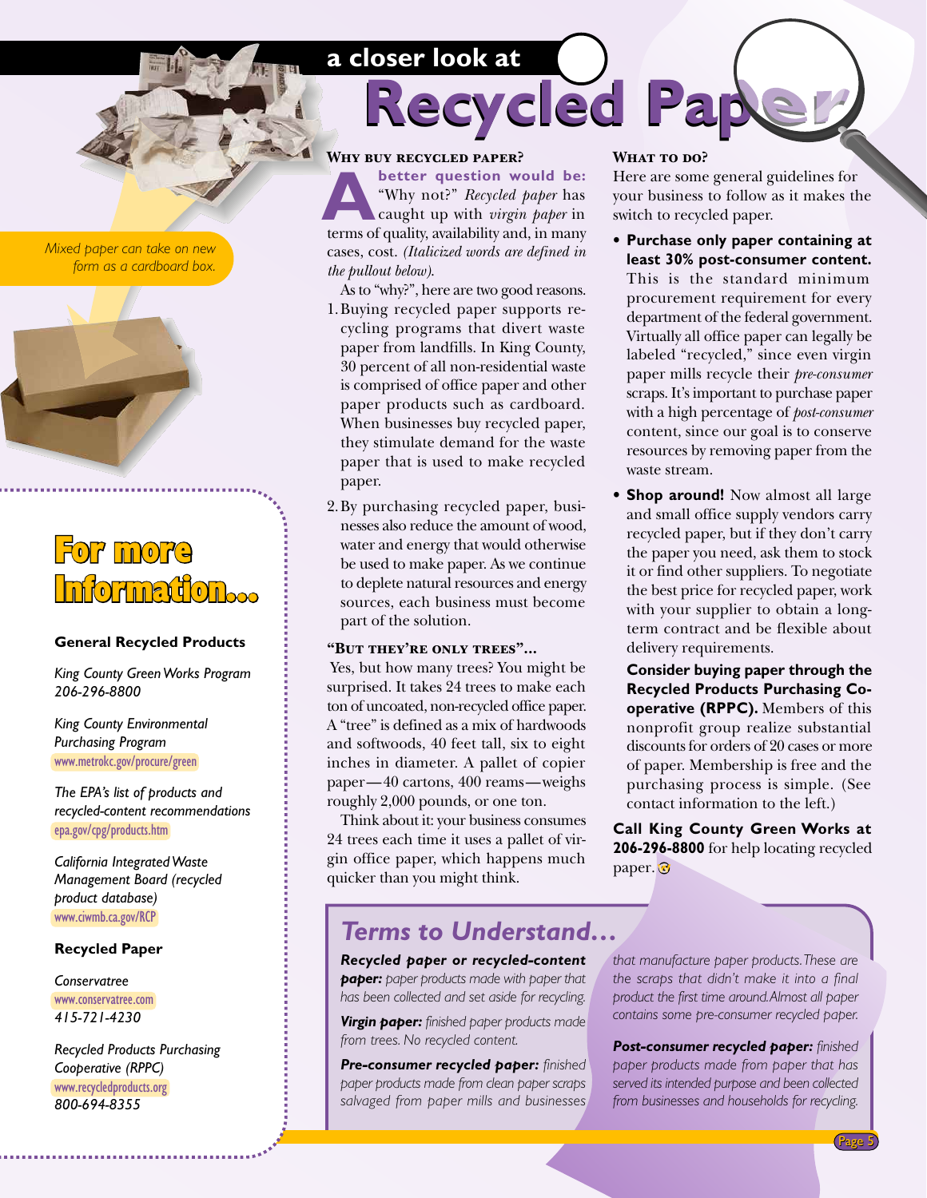# a closer look at Recycled Paper

*Mixed paper can take on new form as a cardboard box.*

## Why buy recycled paper?

**A better question would be:** "Why not?" *Recycled paper* has caught up with *virgin paper* in terms of quality, availability and, in many cases, cost. *(Italicized words are defined in the pullout below).*

As to "why?", here are two good reasons.

1. Buying recycled paper supports recycling programs that divert waste paper from landfills. In King County, 30 percent of all non-residential waste is comprised of office paper and other paper products such as cardboard. When businesses buy recycled paper, they stimulate demand for the waste paper that is used to make recycled paper.
2. By purchasing recycled paper, businesses also reduce the amount of wood, water and energy that would otherwise be used to make paper. As we continue to deplete natural resources and energy sources, each business must become part of the solution.

## "But they're only trees"...

Yes, but how many trees? You might be surprised. It takes 24 trees to make each ton of uncoated, non-recycled office paper. A "tree" is defined as a mix of hardwoods and softwoods, 40 feet tall, six to eight inches in diameter. A pallet of copier paper—40 cartons, 400 reams—weighs roughly 2,000 pounds, or one ton.

Think about it: your business consumes 24 trees each time it uses a pallet of virgin office paper, which happens much quicker than you might think.

## What to do?

Here are some general guidelines for your business to follow as it makes the switch to recycled paper.

- **Purchase only paper containing at least 30% post-consumer content.** This is the standard minimum procurement requirement for every department of the federal government. Virtually all office paper can legally be labeled "recycled," since even virgin paper mills recycle their *pre-consumer* scraps. It's important to purchase paper with a high percentage of *post-consumer* content, since our goal is to conserve resources by removing paper from the waste stream.
- **Shop around!** Now almost all large and small office supply vendors carry recycled paper, but if they don't carry the paper you need, ask them to stock it or find other suppliers. To negotiate the best price for recycled paper, work with your supplier to obtain a long-term contract and be flexible about delivery requirements.

  **Consider buying paper through the Recycled Products Purchasing Co-operative (RPPC).** Members of this nonprofit group realize substantial discounts for orders of 20 cases or more of paper. Membership is free and the purchasing process is simple. (See contact information to the left.)

**Call King County Green Works at 206-296-8800** for help locating recycled paper.

## Terms to Understand...

***Recycled paper or recycled-content paper:*** *paper products made with paper that has been collected and set aside for recycling.*

***Virgin paper:*** *finished paper products made from trees. No recycled content.*

***Pre-consumer recycled paper:*** *finished paper products made from clean paper scraps salvaged from paper mills and businesses that manufacture paper products. These are the scraps that didn't make it into a final product the first time around. Almost all paper contains some pre-consumer recycled paper.*

***Post-consumer recycled paper:*** *finished paper products made from paper that has served its intended purpose and been collected from businesses and households for recycling.*

## For more Information...

### General Recycled Products

*King County Green Works Program*
*206-296-8800*

*King County Environmental Purchasing Program*
www.metrokc.gov/procure/green

*The EPA's list of products and recycled-content recommendations*
epa.gov/cpg/products.htm

*California Integrated Waste Management Board (recycled product database)*
www.ciwmb.ca.gov/RCP

### Recycled Paper

*Conservatree*
www.conservatree.com
*415-721-4230*

*Recycled Products Purchasing Cooperative (RPPC)*
www.recycledproducts.org
*800-694-8355*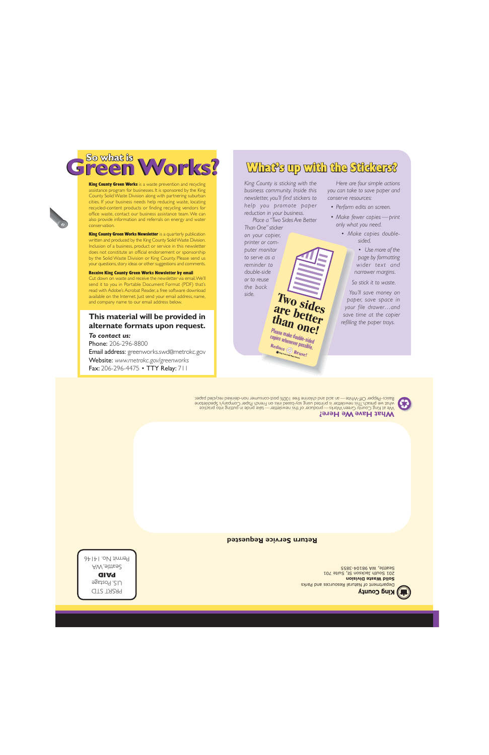# So what is Green Works?

**King County Green Works** is a waste prevention and recycling assistance program for businesses. It is sponsored by the King County Solid Waste Division along with partnering suburban cities. If your business needs help reducing waste, locating recycled-content products or finding recycling vendors for office waste, contact our business assistance team. We can also provide information and referrals on energy and water conservation.

**King County Green Works Newsletter** is a quarterly publication written and produced by the King County Solid Waste Division. Inclusion of a business, product or service in this newsletter does not constitute an official endorsement or sponsorship by the Solid Waste Division or King County. Please send us your questions, story ideas or other suggestions and comments.

**Receive King County Green Works Newsletter by email**
Cut down on waste and receive the newsletter via email. We'll send it to you in Portable Document Format (PDF) that's read with Adobe's Acrobat Reader, a free software download available on the Internet. Just send your email address, name, and company name to our email address below.

**This material will be provided in alternate formats upon request.**

***To contact us:***
Phone: 206-296-8800
Email address: greenworks.swd@metrokc.gov
Website: *www.metrokc.gov/greenworks*
Fax: 206-296-4475 • TTY Relay: 711

# What's up with the Stickers?

*King County is sticking with the business community. Inside this newsletter, you'll find stickers to help you promote paper reduction in your business.*

*Place a "Two Sides Are Better Than One" sticker on your copier, printer or computer monitor to serve as a reminder to double-side or to reuse the back side.*

**Two sides are better than one!**
Please make double-sided copies whenever possible.
Reduce Reuse!

*Here are four simple actions you can take to save paper and conserve resources:*

- *Perform edits on screen.*
- *Make fewer copies — print only what you need.*
- *Make copies double-sided.*
- *Use more of the page by formatting wider text and narrower margins.*

*So stick it to waste.*

*You'll save money on paper, save space in your file drawer…and save time at the copier refilling the paper trays.*

**What Have We Here?**
We at King County Green Works—producer of this newsletter—take pride in putting into practice what we preach. This newsletter is printed using soy-based inks on French Paper Company's Speckletone Basics–Pepper Off-White—an acid and chlorine free 100% post-consumer non-deinked recyled paper.

**King County**
Department of Natural Resources and Parks
**Solid Waste Division**
201 South Jackson St, Suite 701
Seattle, WA 98104-3855

**Return Service Requested**

PRSRT STD
U.S. Postage
**PAID**
Seattle, WA
Permit No. 1146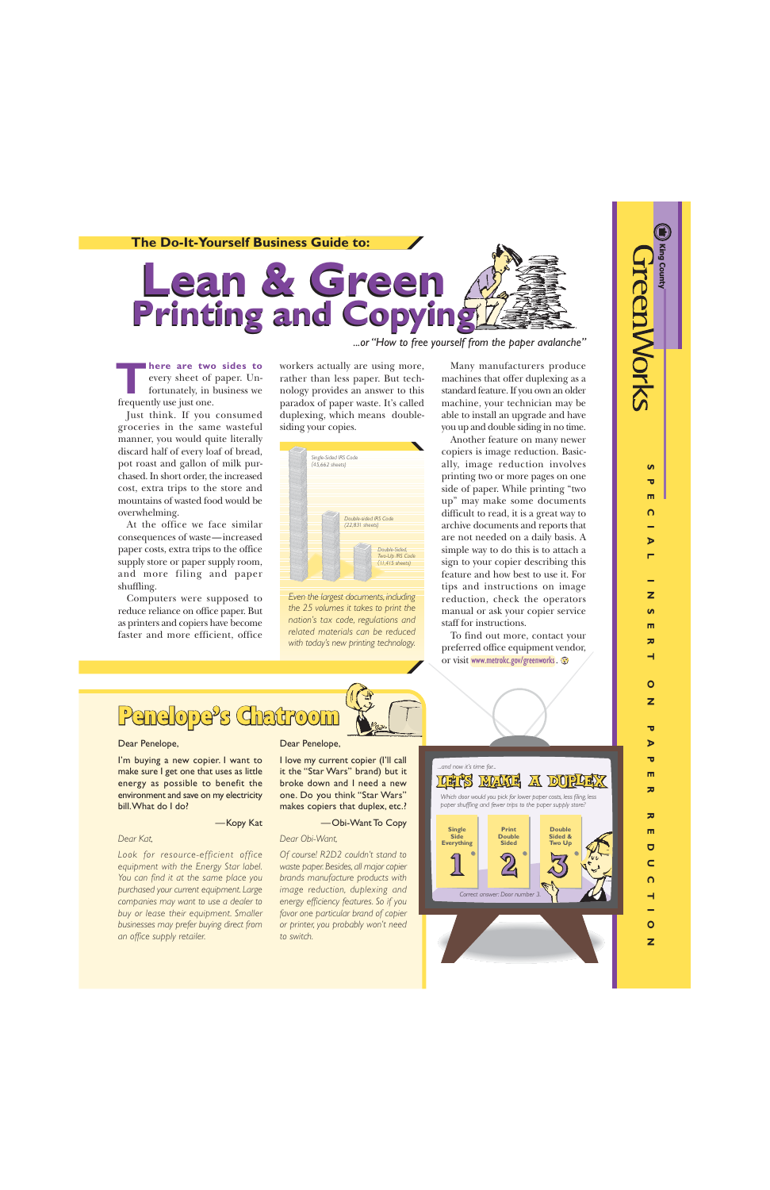The Do-It-Yourself Business Guide to:

# Lean & Green
## Printing and Copying

*...or "How to free yourself from the paper avalanche"*

There are two sides to every sheet of paper. Unfortunately, in business we frequently use just one.

Just think. If you consumed groceries in the same wasteful manner, you would quite literally discard half of every loaf of bread, pot roast and gallon of milk purchased. In short order, the increased cost, extra trips to the store and mountains of wasted food would be overwhelming.

At the office we face similar consequences of waste—increased paper costs, extra trips to the office supply store or paper supply room, and more filing and paper shuffling.

Computers were supposed to reduce reliance on office paper. But as printers and copiers have become faster and more efficient, office workers actually are using more, rather than less paper. But technology provides an answer to this paradox of paper waste. It's called duplexing, which means double-siding your copies.

Single-Sided IRS Code (45,662 sheets)

Double-sided IRS Code (22,831 sheets)

Double-Sided, Two-Up IRS Code (11,415 sheets)

*Even the largest documents, including the 25 volumes it takes to print the nation's tax code, regulations and related materials can be reduced with today's new printing technology.*

Many manufacturers produce machines that offer duplexing as a standard feature. If you own an older machine, your technician may be able to install an upgrade and have you up and double siding in no time.

Another feature on many newer copiers is image reduction. Basically, image reduction involves printing two or more pages on one side of paper. While printing "two up" may make some documents difficult to read, it is a great way to archive documents and reports that are not needed on a daily basis. A simple way to do this is to attach a sign to your copier describing this feature and how best to use it. For tips and instructions on image reduction, check the operators manual or ask your copier service staff for instructions.

To find out more, contact your preferred office equipment vendor, or visit www.metrokc.gov/greenworks.

## Penelope's Chatroom

Dear Penelope,

I'm buying a new copier. I want to make sure I get one that uses as little energy as possible to benefit the environment and save on my electricity bill. What do I do?

—Kopy Kat

*Dear Kat,*

*Look for resource-efficient office equipment with the Energy Star label. You can find it at the same place you purchased your current equipment. Large companies may want to use a dealer to buy or lease their equipment. Smaller businesses may prefer buying direct from an office supply retailer.*

Dear Penelope,

I love my current copier (I'll call it the "Star Wars" brand) but it broke down and I need a new one. Do you think "Star Wars" makes copiers that duplex, etc.?

—Obi-Want To Copy

*Dear Obi-Want,*

*Of course! R2D2 couldn't stand to waste paper. Besides, all major copier brands manufacture products with image reduction, duplexing and energy efficiency features. So if you favor one particular brand of copier or printer, you probably won't need to switch.*

*...and now it's time for...*

## LET'S MAKE A DUPLEX

*Which door would you pick for lower paper costs, less filing, less paper shuffling and fewer trips to the paper supply store?*

| Single Side Everything | Print Double Sided | Double Sided & Two Up |
|---|---|---|
| 1 | 2 | 3 |

*Correct answer: Door number 3.*

King County GreenWorks

SPECIAL INSERT ON PAPER REDUCTION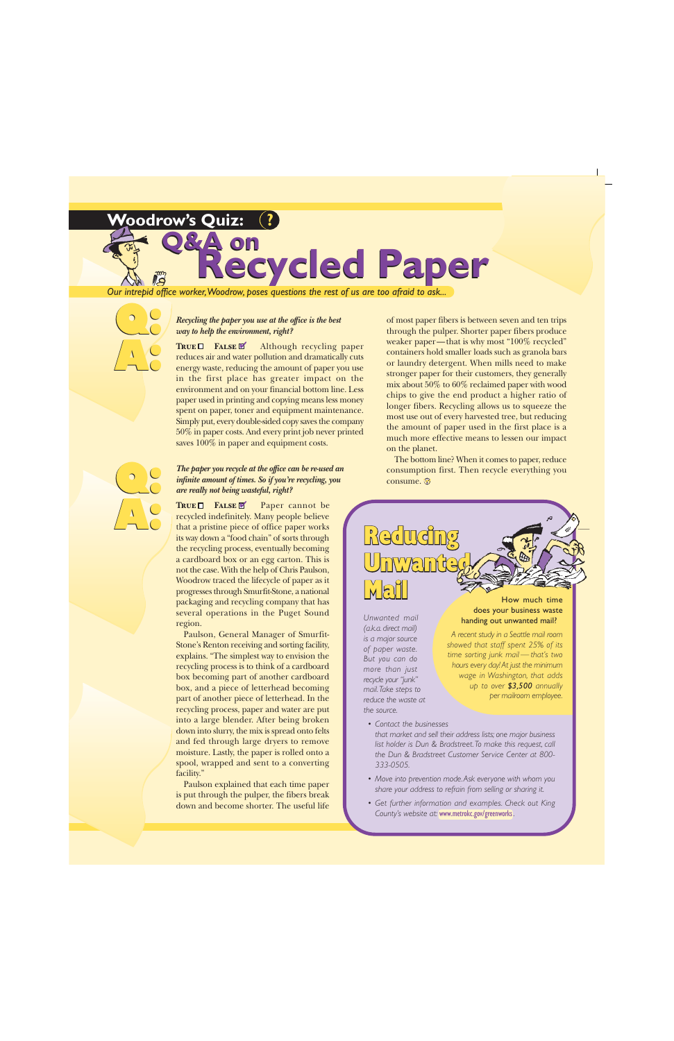# Woodrow's Quiz: Q&A on Recycled Paper

*Our intrepid office worker, Woodrow, poses questions the rest of us are too afraid to ask...*

**Q:** ***Recycling the paper you use at the office is the best way to help the environment, right?***

**A:** TRUE ☐ FALSE ☑ Although recycling paper reduces air and water pollution and dramatically cuts energy waste, reducing the amount of paper you use in the first place has greater impact on the environment and on your financial bottom line. Less paper used in printing and copying means less money spent on paper, toner and equipment maintenance. Simply put, every double-sided copy saves the company 50% in paper costs. And every print job never printed saves 100% in paper and equipment costs.

**Q:** ***The paper you recycle at the office can be re-used an infinite amount of times. So if you're recycling, you are really not being wasteful, right?***

**A:** TRUE ☐ FALSE ☑ Paper cannot be recycled indefinitely. Many people believe that a pristine piece of office paper works its way down a "food chain" of sorts through the recycling process, eventually becoming a cardboard box or an egg carton. This is not the case. With the help of Chris Paulson, Woodrow traced the lifecycle of paper as it progresses through Smurfit-Stone, a national packaging and recycling company that has several operations in the Puget Sound region.

Paulson, General Manager of Smurfit-Stone's Renton receiving and sorting facility, explains. "The simplest way to envision the recycling process is to think of a cardboard box becoming part of another cardboard box, and a piece of letterhead becoming part of another piece of letterhead. In the recycling process, paper and water are put into a large blender. After being broken down into slurry, the mix is spread onto felts and fed through large dryers to remove moisture. Lastly, the paper is rolled onto a spool, wrapped and sent to a converting facility."

Paulson explained that each time paper is put through the pulper, the fibers break down and become shorter. The useful life of most paper fibers is between seven and ten trips through the pulper. Shorter paper fibers produce weaker paper—that is why most "100% recycled" containers hold smaller loads such as granola bars or laundry detergent. When mills need to make stronger paper for their customers, they generally mix about 50% to 60% reclaimed paper with wood chips to give the end product a higher ratio of longer fibers. Recycling allows us to squeeze the most use out of every harvested tree, but reducing the amount of paper used in the first place is a much more effective means to lessen our impact on the planet.

The bottom line? When it comes to paper, reduce consumption first. Then recycle everything you consume.

## Reducing Unwanted Mail

*Unwanted mail (a.k.a. direct mail) is a major source of paper waste. But you can do more than just recycle your "junk" mail. Take steps to reduce the waste at the source.*

**How much time does your business waste handing out unwanted mail?**

*A recent study in a Seattle mail room showed that staff spent 25% of its time sorting junk mail—that's two hours every day! At just the minimum wage in Washington, that adds up to over **$3,500** annually per mailroom employee.*

- *Contact the businesses that market and sell their address lists; one major business list holder is Dun & Bradstreet. To make this request, call the Dun & Bradstreet Customer Service Center at 800-333-0505.*
- *Move into prevention mode. Ask everyone with whom you share your address to refrain from selling or sharing it.*
- *Get further information and examples. Check out King County's website at:* www.metrokc.gov/greenworks.